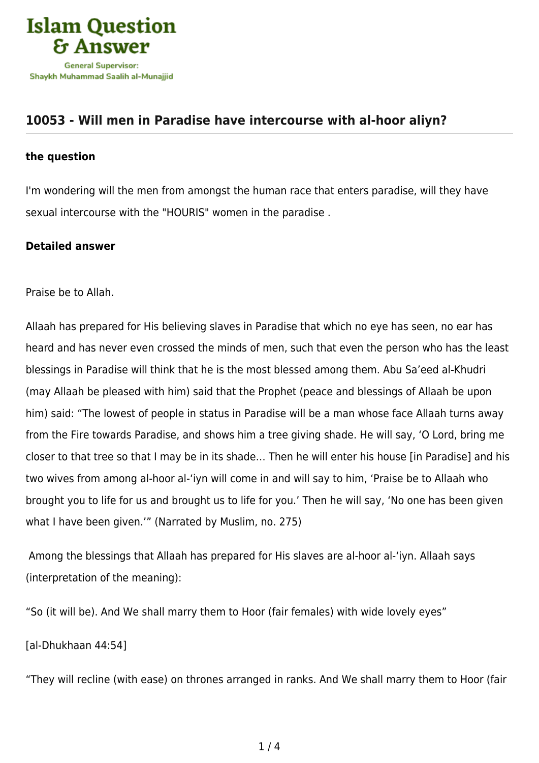# 10053 - Will men in Paradise have intercourse with al-hoor aliyn?

**the question**

I'm wondering will the men from amongst the human race that enters paradise, will they have sexual intercourse with the "HOURIS" women in the paradise .

**Detailed answer**

Praise be to Allah.

Allaah has prepared for His believing slaves in Paradise that which no eye has seen, no ear has heard and has never even crossed the minds of men, such that even the person who has the least blessings in Paradise will think that he is the most blessed among them. Abu Sa'eed al-Khudri (may Allaah be pleased with him) said that the Prophet (peace and blessings of Allaah be upon him) said: "The lowest of people in status in Paradise will be a man whose face Allaah turns away from the Fire towards Paradise, and shows him a tree giving shade. He will say, 'O Lord, bring me closer to that tree so that I may be in its shade… Then he will enter his house [in Paradise] and his two wives from among al-hoor al-'iyn will come in and will say to him, 'Praise be to Allaah who brought you to life for us and brought us to life for you.' Then he will say, 'No one has been given what I have been given.'" (Narrated by Muslim, no. 275)

Among the blessings that Allaah has prepared for His slaves are al-hoor al-'iyn. Allaah says (interpretation of the meaning):

"So (it will be). And We shall marry them to Hoor (fair females) with wide lovely eyes"

[al-Dhukhaan 44:54]

"They will recline (with ease) on thrones arranged in ranks. And We shall marry them to Hoor (fair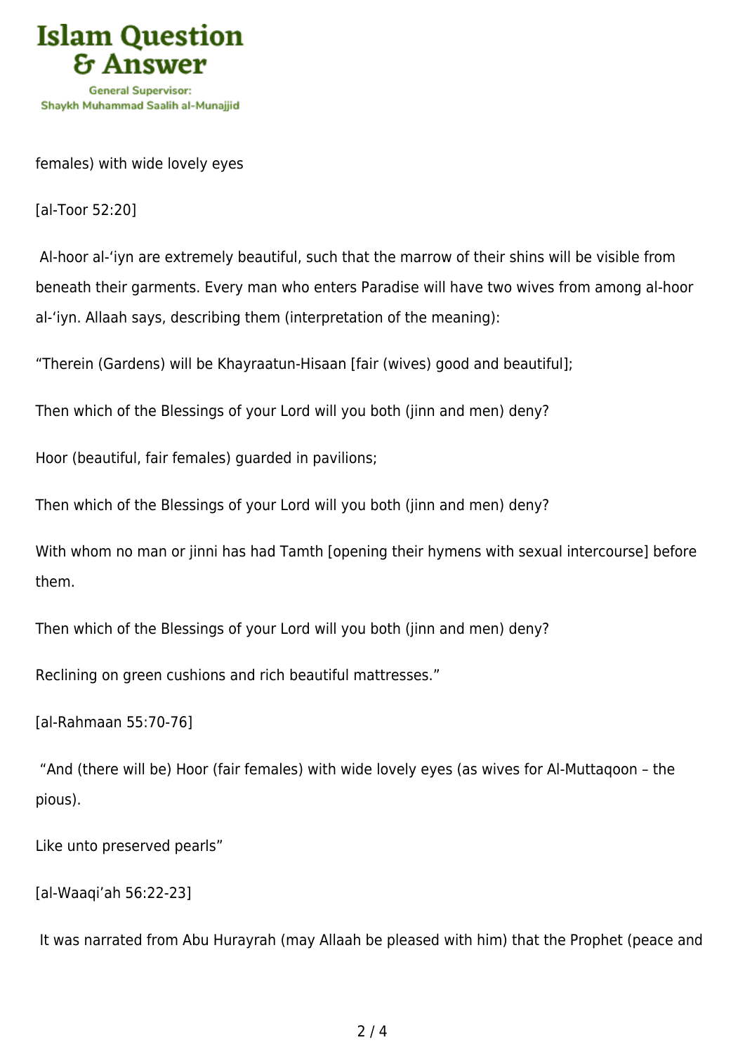females) with wide lovely eyes

[al-Toor 52:20]

Al-hoor al-‘iyn are extremely beautiful, such that the marrow of their shins will be visible from beneath their garments. Every man who enters Paradise will have two wives from among al-hoor al-‘iyn. Allaah says, describing them (interpretation of the meaning):

“Therein (Gardens) will be Khayraatun-Hisaan [fair (wives) good and beautiful];

Then which of the Blessings of your Lord will you both (jinn and men) deny?

Hoor (beautiful, fair females) guarded in pavilions;

Then which of the Blessings of your Lord will you both (jinn and men) deny?

With whom no man or jinni has had Tamth [opening their hymens with sexual intercourse] before them.

Then which of the Blessings of your Lord will you both (jinn and men) deny?

Reclining on green cushions and rich beautiful mattresses.”

[al-Rahmaan 55:70-76]

“And (there will be) Hoor (fair females) with wide lovely eyes (as wives for Al-Muttaqoon – the pious).

Like unto preserved pearls”

[al-Waaqi’ah 56:22-23]

It was narrated from Abu Hurayrah (may Allaah be pleased with him) that the Prophet (peace and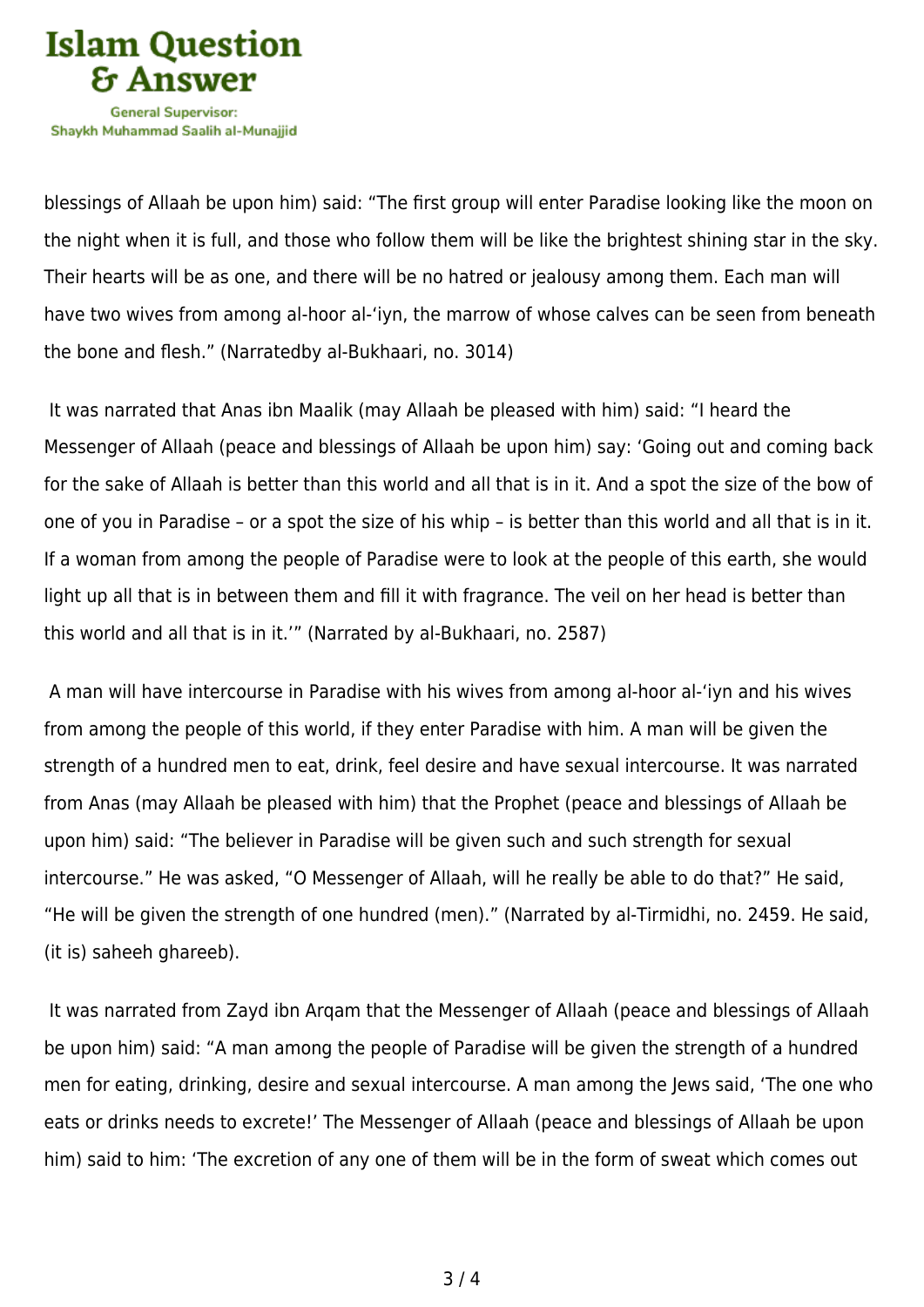blessings of Allaah be upon him) said: "The first group will enter Paradise looking like the moon on the night when it is full, and those who follow them will be like the brightest shining star in the sky. Their hearts will be as one, and there will be no hatred or jealousy among them. Each man will have two wives from among al-hoor al-'iyn, the marrow of whose calves can be seen from beneath the bone and flesh." (Narratedby al-Bukhaari, no. 3014)

It was narrated that Anas ibn Maalik (may Allaah be pleased with him) said: "I heard the Messenger of Allaah (peace and blessings of Allaah be upon him) say: 'Going out and coming back for the sake of Allaah is better than this world and all that is in it. And a spot the size of the bow of one of you in Paradise – or a spot the size of his whip – is better than this world and all that is in it. If a woman from among the people of Paradise were to look at the people of this earth, she would light up all that is in between them and fill it with fragrance. The veil on her head is better than this world and all that is in it.'" (Narrated by al-Bukhaari, no. 2587)

A man will have intercourse in Paradise with his wives from among al-hoor al-'iyn and his wives from among the people of this world, if they enter Paradise with him. A man will be given the strength of a hundred men to eat, drink, feel desire and have sexual intercourse. It was narrated from Anas (may Allaah be pleased with him) that the Prophet (peace and blessings of Allaah be upon him) said: "The believer in Paradise will be given such and such strength for sexual intercourse." He was asked, "O Messenger of Allaah, will he really be able to do that?" He said, "He will be given the strength of one hundred (men)." (Narrated by al-Tirmidhi, no. 2459. He said, (it is) saheeh ghareeb).

It was narrated from Zayd ibn Arqam that the Messenger of Allaah (peace and blessings of Allaah be upon him) said: "A man among the people of Paradise will be given the strength of a hundred men for eating, drinking, desire and sexual intercourse. A man among the Jews said, 'The one who eats or drinks needs to excrete!' The Messenger of Allaah (peace and blessings of Allaah be upon him) said to him: 'The excretion of any one of them will be in the form of sweat which comes out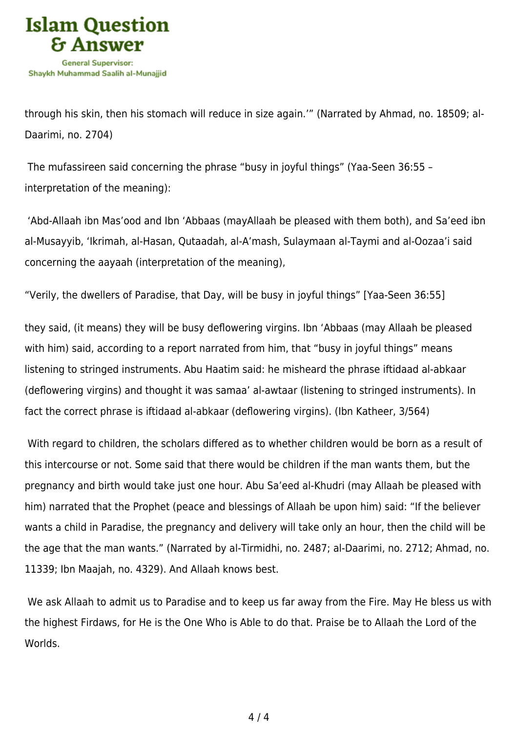through his skin, then his stomach will reduce in size again.'" (Narrated by Ahmad, no. 18509; al-Daarimi, no. 2704)

The mufassireen said concerning the phrase "busy in joyful things" (Yaa-Seen 36:55 – interpretation of the meaning):

'Abd-Allaah ibn Mas'ood and Ibn 'Abbaas (mayAllaah be pleased with them both), and Sa'eed ibn al-Musayyib, 'Ikrimah, al-Hasan, Qutaadah, al-A'mash, Sulaymaan al-Taymi and al-Oozaa'i said concerning the aayaah (interpretation of the meaning),

"Verily, the dwellers of Paradise, that Day, will be busy in joyful things" [Yaa-Seen 36:55]

they said, (it means) they will be busy deflowering virgins. Ibn 'Abbaas (may Allaah be pleased with him) said, according to a report narrated from him, that "busy in joyful things" means listening to stringed instruments. Abu Haatim said: he misheard the phrase iftidaad al-abkaar (deflowering virgins) and thought it was samaa' al-awtaar (listening to stringed instruments). In fact the correct phrase is iftidaad al-abkaar (deflowering virgins). (Ibn Katheer, 3/564)

With regard to children, the scholars differed as to whether children would be born as a result of this intercourse or not. Some said that there would be children if the man wants them, but the pregnancy and birth would take just one hour. Abu Sa'eed al-Khudri (may Allaah be pleased with him) narrated that the Prophet (peace and blessings of Allaah be upon him) said: "If the believer wants a child in Paradise, the pregnancy and delivery will take only an hour, then the child will be the age that the man wants." (Narrated by al-Tirmidhi, no. 2487; al-Daarimi, no. 2712; Ahmad, no. 11339; Ibn Maajah, no. 4329). And Allaah knows best.

We ask Allaah to admit us to Paradise and to keep us far away from the Fire. May He bless us with the highest Firdaws, for He is the One Who is Able to do that. Praise be to Allaah the Lord of the Worlds.